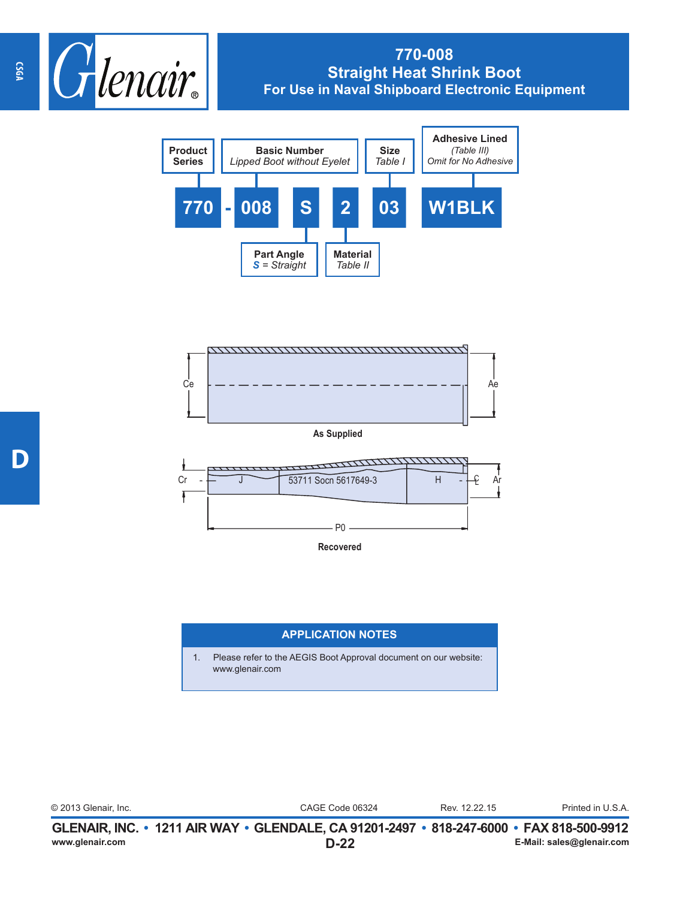# 770-008
## Straight Heat Shrink Boot
### For Use in Naval Shipboard Electronic Equipment

**Product Series** — 770

**Basic Number** — *Lipped Boot without Eyelet* — 008

**Part Angle** — *S = Straight* — S

**Material** — *Table II* — 2

**Size** — *Table I* — 03

**Adhesive Lined** — *(Table III)* *Omit for No Adhesive* — W1BLK

770 - 008 S 2 03 W1BLK

Ce  Ae

**As Supplied**

Cr  J  53711 Socn 5617649-3  H  ℄  Ar

P0

**Recovered**

| APPLICATION NOTES |
|---|
| 1. Please refer to the AEGIS Boot Approval document on our website: www.glenair.com |

© 2013 Glenair, Inc. CAGE Code 06324 Rev. 12.22.15 Printed in U.S.A.

**GLENAIR, INC. • 1211 AIR WAY • GLENDALE, CA 91201-2497 • 818-247-6000 • FAX 818-500-9912**

www.glenair.com E-Mail: sales@glenair.com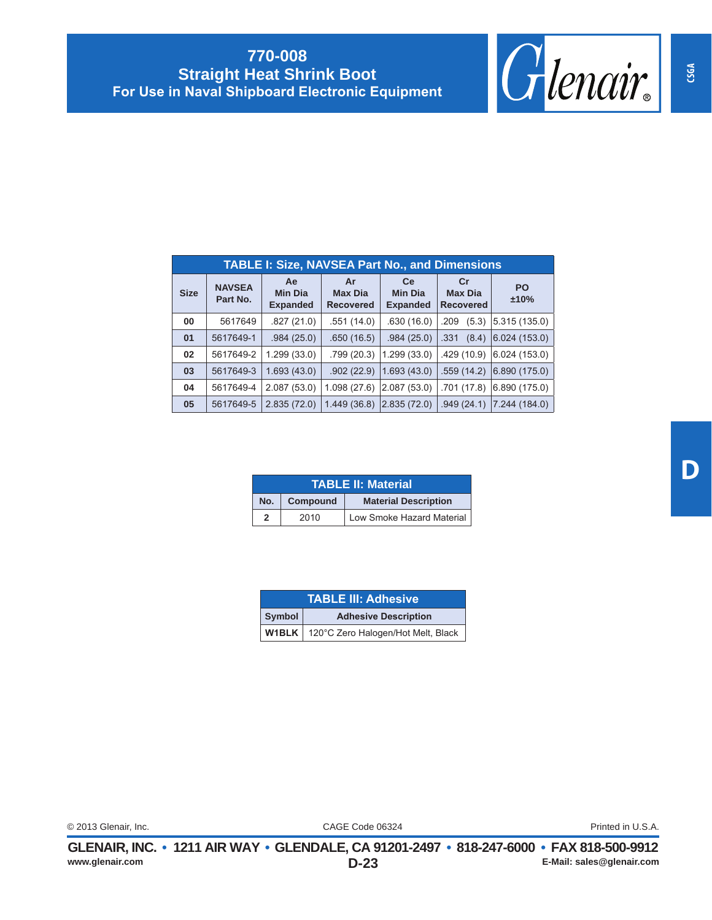# 770-008
## Straight Heat Shrink Boot
## For Use in Naval Shipboard Electronic Equipment

| TABLE I: Size, NAVSEA Part No., and Dimensions | | | | | | | |
|---|---|---|---|---|---|---|---|
| Size | NAVSEA Part No. | Ae Min Dia Expanded | Ar Max Dia Recovered | Ce Min Dia Expanded | Cr Max Dia Recovered | PO ±10% |
| 00 | 5617649 | .827 (21.0) | .551 (14.0) | .630 (16.0) | .209 (5.3) | 5.315 (135.0) |
| 01 | 5617649-1 | .984 (25.0) | .650 (16.5) | .984 (25.0) | .331 (8.4) | 6.024 (153.0) |
| 02 | 5617649-2 | 1.299 (33.0) | .799 (20.3) | 1.299 (33.0) | .429 (10.9) | 6.024 (153.0) |
| 03 | 5617649-3 | 1.693 (43.0) | .902 (22.9) | 1.693 (43.0) | .559 (14.2) | 6.890 (175.0) |
| 04 | 5617649-4 | 2.087 (53.0) | 1.098 (27.6) | 2.087 (53.0) | .701 (17.8) | 6.890 (175.0) |
| 05 | 5617649-5 | 2.835 (72.0) | 1.449 (36.8) | 2.835 (72.0) | .949 (24.1) | 7.244 (184.0) |

| TABLE II: Material | | |
|---|---|---|
| No. | Compound | Material Description |
| 2 | 2010 | Low Smoke Hazard Material |

| TABLE III: Adhesive | |
|---|---|
| Symbol | Adhesive Description |
| W1BLK | 120°C Zero Halogen/Hot Melt, Black |

© 2013 Glenair, Inc. CAGE Code 06324 Printed in U.S.A.

**GLENAIR, INC. • 1211 AIR WAY • GLENDALE, CA 91201-2497 • 818-247-6000 • FAX 818-500-9912**

www.glenair.com E-Mail: sales@glenair.com